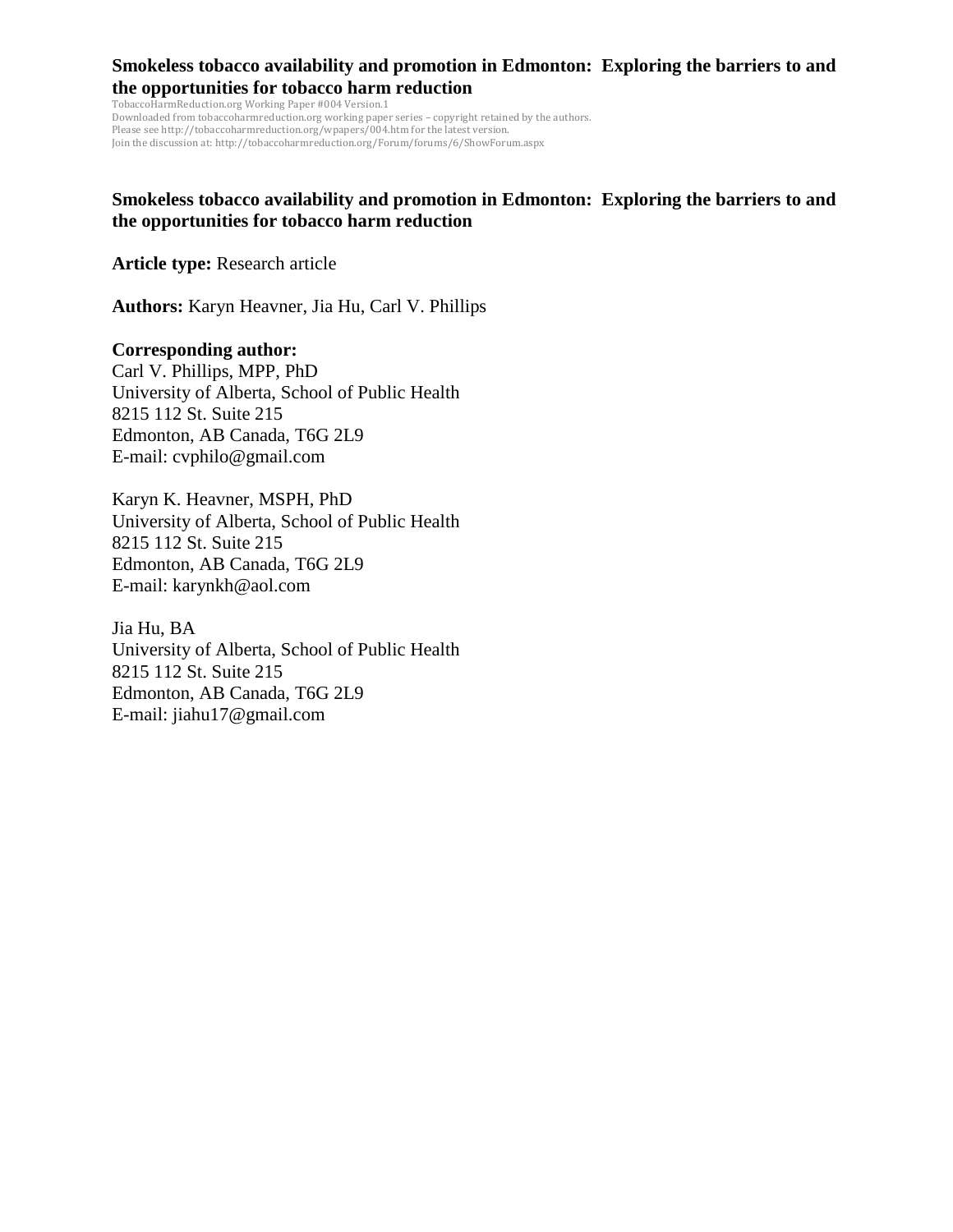# Smokeless tobacco availability and promotion in Edmonton: Exploring the barriers to and the opportunities for tobacco harm reduction

TobaccoHarmReduction.org Working Paper #004 Version.1
Downloaded from tobaccoharmreduction.org working paper series – copyright retained by the authors.
Please see http://tobaccoharmreduction.org/wpapers/004.htm for the latest version.
Join the discussion at: http://tobaccoharmreduction.org/Forum/forums/6/ShowForum.aspx

## Smokeless tobacco availability and promotion in Edmonton: Exploring the barriers to and the opportunities for tobacco harm reduction

**Article type:** Research article

**Authors:** Karyn Heavner, Jia Hu, Carl V. Phillips

**Corresponding author:**
Carl V. Phillips, MPP, PhD
University of Alberta, School of Public Health
8215 112 St. Suite 215
Edmonton, AB Canada, T6G 2L9
E-mail: cvphilo@gmail.com

Karyn K. Heavner, MSPH, PhD
University of Alberta, School of Public Health
8215 112 St. Suite 215
Edmonton, AB Canada, T6G 2L9
E-mail: karynkh@aol.com

Jia Hu, BA
University of Alberta, School of Public Health
8215 112 St. Suite 215
Edmonton, AB Canada, T6G 2L9
E-mail: jiahu17@gmail.com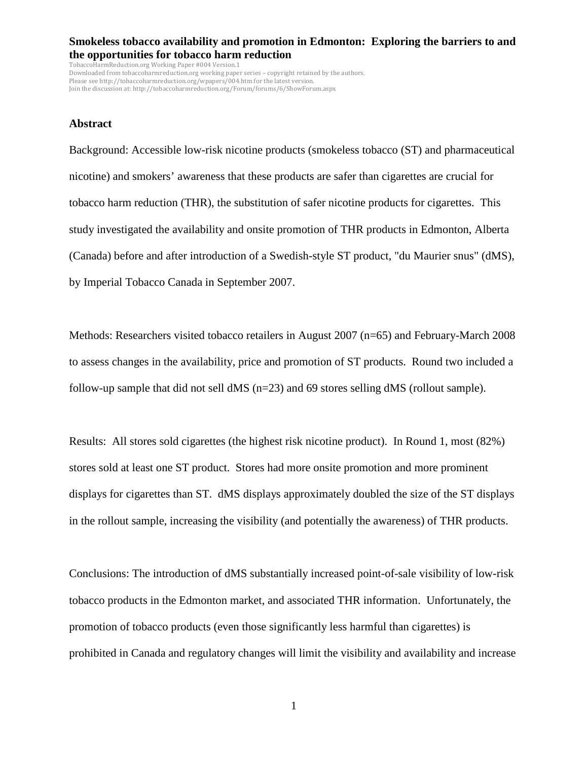**Smokeless tobacco availability and promotion in Edmonton: Exploring the barriers to and the opportunities for tobacco harm reduction**

TobaccoHarmReduction.org Working Paper #004 Version.1
Downloaded from tobaccoharmreduction.org working paper series – copyright retained by the authors.
Please see http://tobaccoharmreduction.org/wpapers/004.htm for the latest version.
Join the discussion at: http://tobaccoharmreduction.org/Forum/forums/6/ShowForum.aspx

## Abstract

Background: Accessible low-risk nicotine products (smokeless tobacco (ST) and pharmaceutical nicotine) and smokers' awareness that these products are safer than cigarettes are crucial for tobacco harm reduction (THR), the substitution of safer nicotine products for cigarettes. This study investigated the availability and onsite promotion of THR products in Edmonton, Alberta (Canada) before and after introduction of a Swedish-style ST product, "du Maurier snus" (dMS), by Imperial Tobacco Canada in September 2007.

Methods: Researchers visited tobacco retailers in August 2007 (n=65) and February-March 2008 to assess changes in the availability, price and promotion of ST products. Round two included a follow-up sample that did not sell dMS (n=23) and 69 stores selling dMS (rollout sample).

Results: All stores sold cigarettes (the highest risk nicotine product). In Round 1, most (82%) stores sold at least one ST product. Stores had more onsite promotion and more prominent displays for cigarettes than ST. dMS displays approximately doubled the size of the ST displays in the rollout sample, increasing the visibility (and potentially the awareness) of THR products.

Conclusions: The introduction of dMS substantially increased point-of-sale visibility of low-risk tobacco products in the Edmonton market, and associated THR information. Unfortunately, the promotion of tobacco products (even those significantly less harmful than cigarettes) is prohibited in Canada and regulatory changes will limit the visibility and availability and increase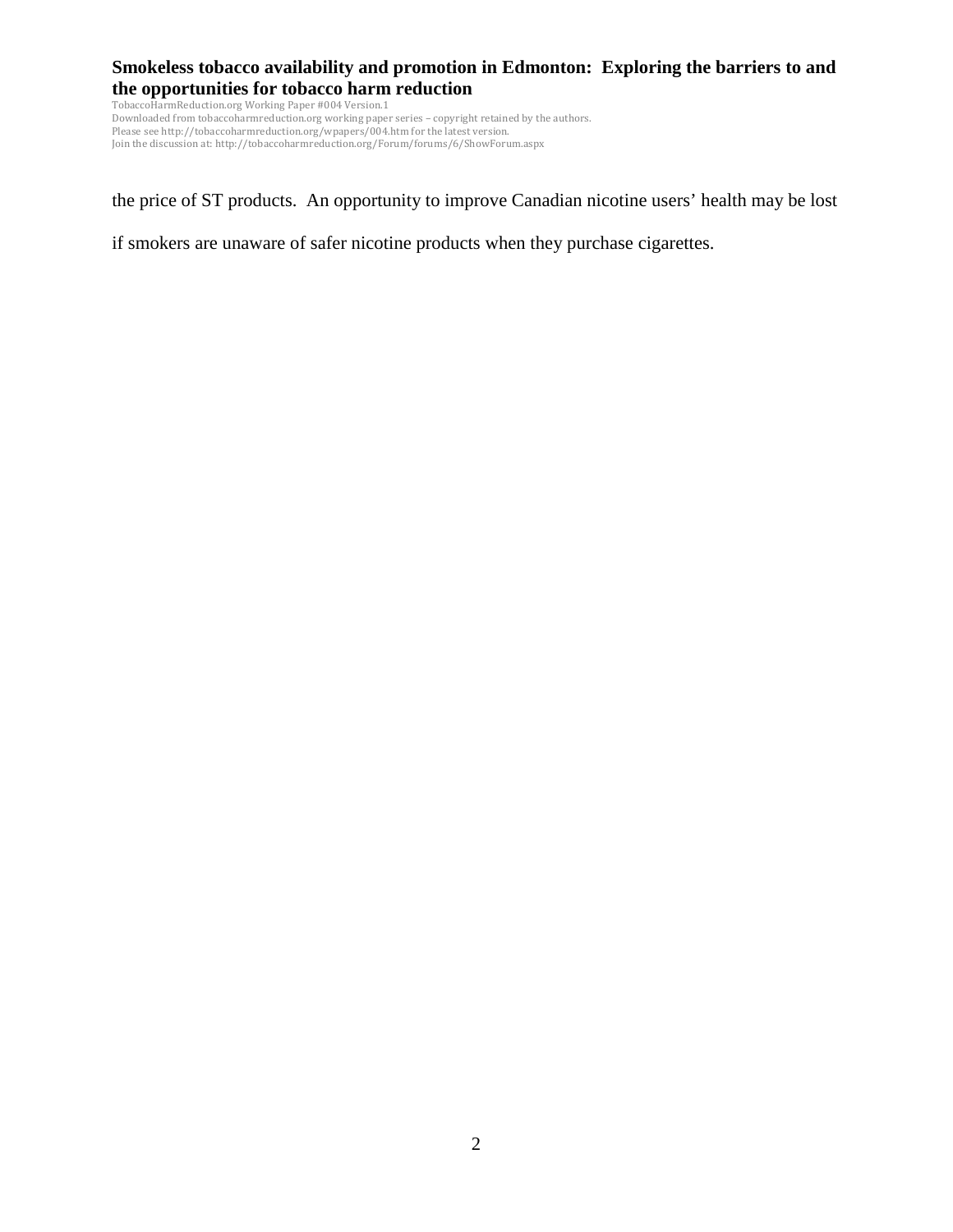the price of ST products. An opportunity to improve Canadian nicotine users' health may be lost if smokers are unaware of safer nicotine products when they purchase cigarettes.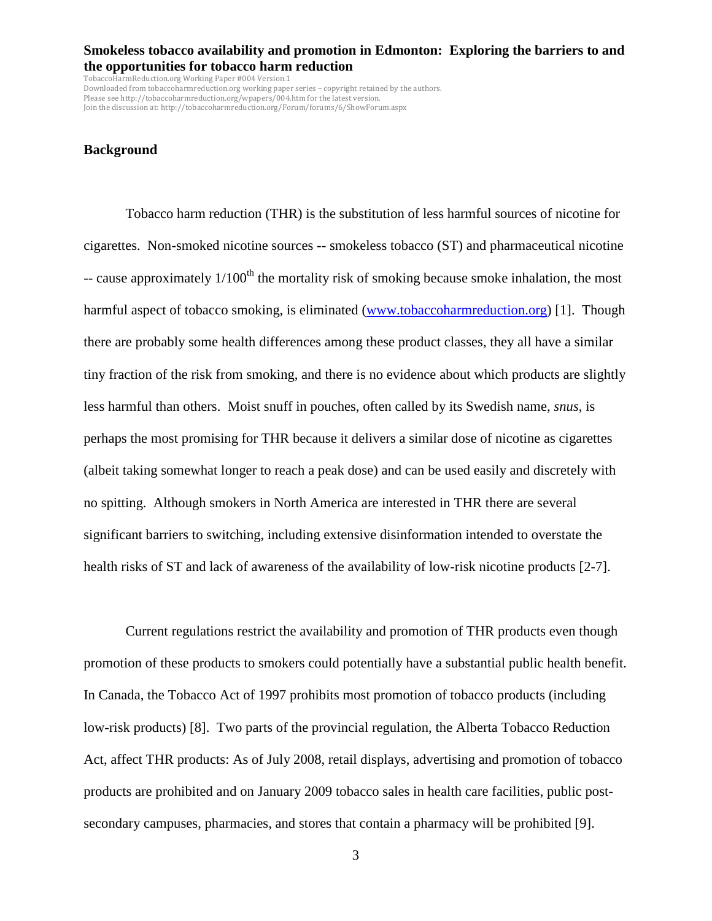## Background

Tobacco harm reduction (THR) is the substitution of less harmful sources of nicotine for cigarettes. Non-smoked nicotine sources -- smokeless tobacco (ST) and pharmaceutical nicotine -- cause approximately $1/100^{th}$ the mortality risk of smoking because smoke inhalation, the most harmful aspect of tobacco smoking, is eliminated (www.tobaccoharmreduction.org) [1]. Though there are probably some health differences among these product classes, they all have a similar tiny fraction of the risk from smoking, and there is no evidence about which products are slightly less harmful than others. Moist snuff in pouches, often called by its Swedish name, *snus*, is perhaps the most promising for THR because it delivers a similar dose of nicotine as cigarettes (albeit taking somewhat longer to reach a peak dose) and can be used easily and discretely with no spitting. Although smokers in North America are interested in THR there are several significant barriers to switching, including extensive disinformation intended to overstate the health risks of ST and lack of awareness of the availability of low-risk nicotine products [2-7].

Current regulations restrict the availability and promotion of THR products even though promotion of these products to smokers could potentially have a substantial public health benefit. In Canada, the Tobacco Act of 1997 prohibits most promotion of tobacco products (including low-risk products) [8]. Two parts of the provincial regulation, the Alberta Tobacco Reduction Act, affect THR products: As of July 2008, retail displays, advertising and promotion of tobacco products are prohibited and on January 2009 tobacco sales in health care facilities, public post-secondary campuses, pharmacies, and stores that contain a pharmacy will be prohibited [9].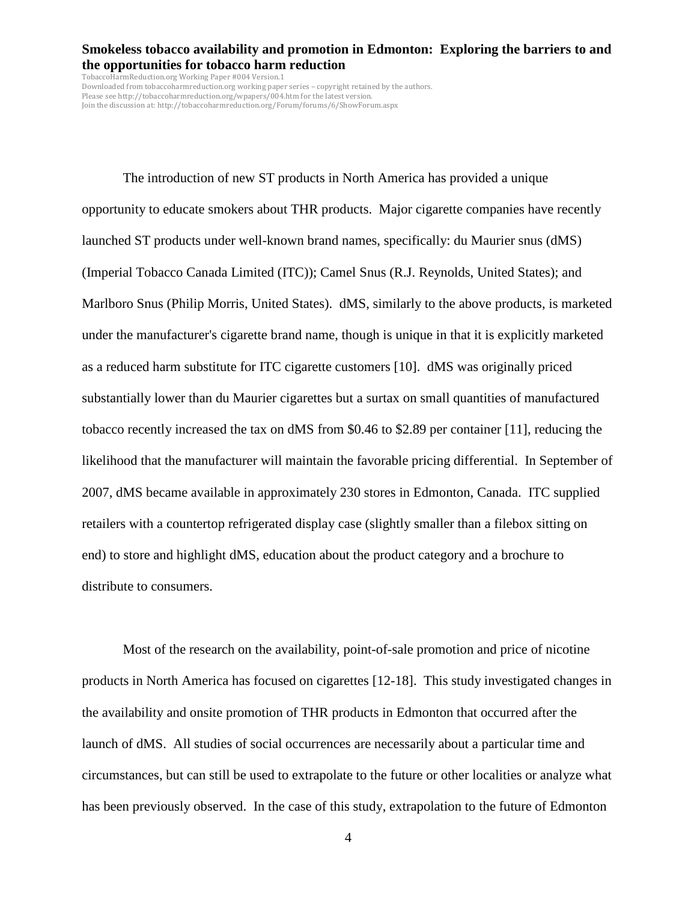The introduction of new ST products in North America has provided a unique opportunity to educate smokers about THR products. Major cigarette companies have recently launched ST products under well-known brand names, specifically: du Maurier snus (dMS) (Imperial Tobacco Canada Limited (ITC)); Camel Snus (R.J. Reynolds, United States); and Marlboro Snus (Philip Morris, United States). dMS, similarly to the above products, is marketed under the manufacturer's cigarette brand name, though is unique in that it is explicitly marketed as a reduced harm substitute for ITC cigarette customers [10]. dMS was originally priced substantially lower than du Maurier cigarettes but a surtax on small quantities of manufactured tobacco recently increased the tax on dMS from $0.46 to $2.89 per container [11], reducing the likelihood that the manufacturer will maintain the favorable pricing differential. In September of 2007, dMS became available in approximately 230 stores in Edmonton, Canada. ITC supplied retailers with a countertop refrigerated display case (slightly smaller than a filebox sitting on end) to store and highlight dMS, education about the product category and a brochure to distribute to consumers.

Most of the research on the availability, point-of-sale promotion and price of nicotine products in North America has focused on cigarettes [12-18]. This study investigated changes in the availability and onsite promotion of THR products in Edmonton that occurred after the launch of dMS. All studies of social occurrences are necessarily about a particular time and circumstances, but can still be used to extrapolate to the future or other localities or analyze what has been previously observed. In the case of this study, extrapolation to the future of Edmonton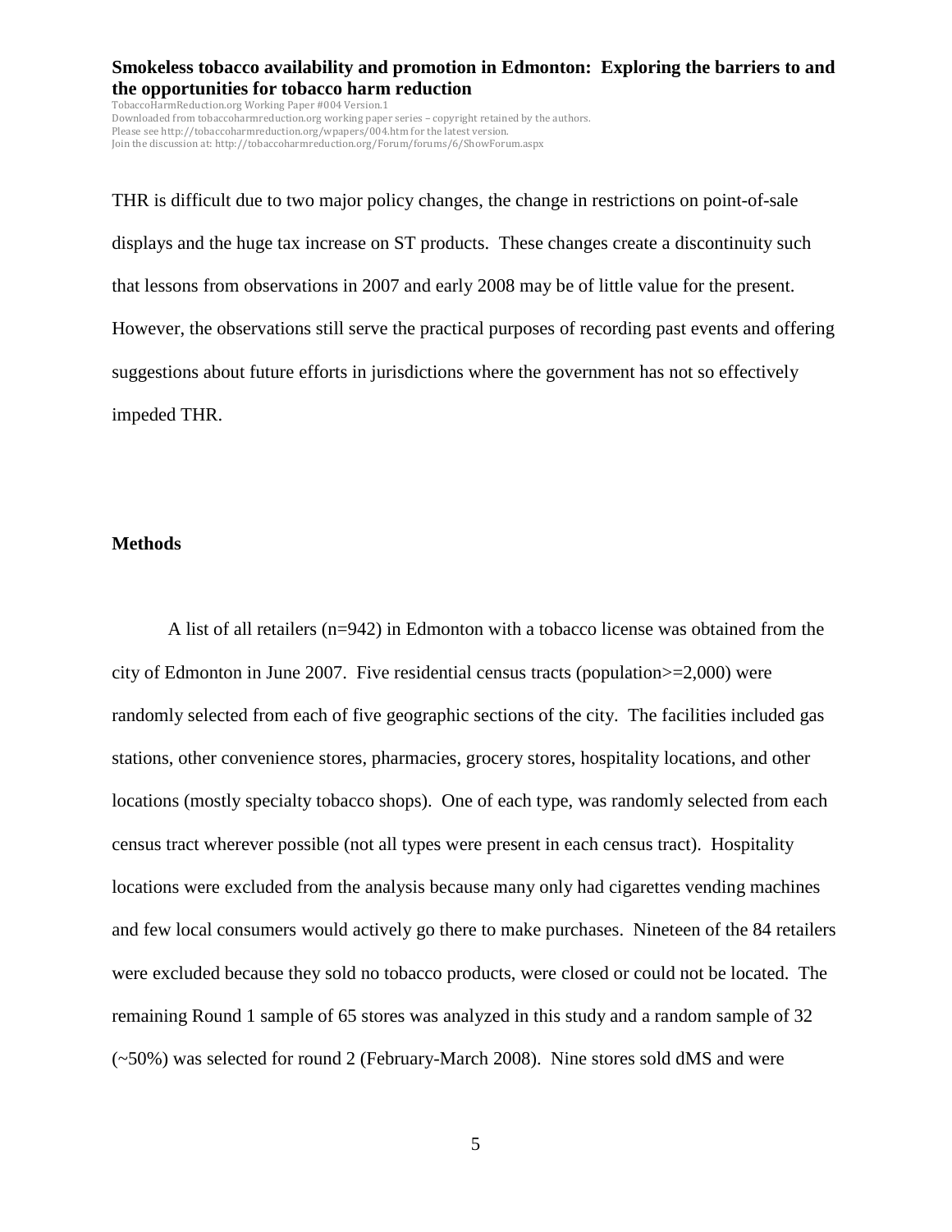THR is difficult due to two major policy changes, the change in restrictions on point-of-sale displays and the huge tax increase on ST products. These changes create a discontinuity such that lessons from observations in 2007 and early 2008 may be of little value for the present. However, the observations still serve the practical purposes of recording past events and offering suggestions about future efforts in jurisdictions where the government has not so effectively impeded THR.

## Methods

A list of all retailers (n=942) in Edmonton with a tobacco license was obtained from the city of Edmonton in June 2007. Five residential census tracts (population>=2,000) were randomly selected from each of five geographic sections of the city. The facilities included gas stations, other convenience stores, pharmacies, grocery stores, hospitality locations, and other locations (mostly specialty tobacco shops). One of each type, was randomly selected from each census tract wherever possible (not all types were present in each census tract). Hospitality locations were excluded from the analysis because many only had cigarettes vending machines and few local consumers would actively go there to make purchases. Nineteen of the 84 retailers were excluded because they sold no tobacco products, were closed or could not be located. The remaining Round 1 sample of 65 stores was analyzed in this study and a random sample of 32 (~50%) was selected for round 2 (February-March 2008). Nine stores sold dMS and were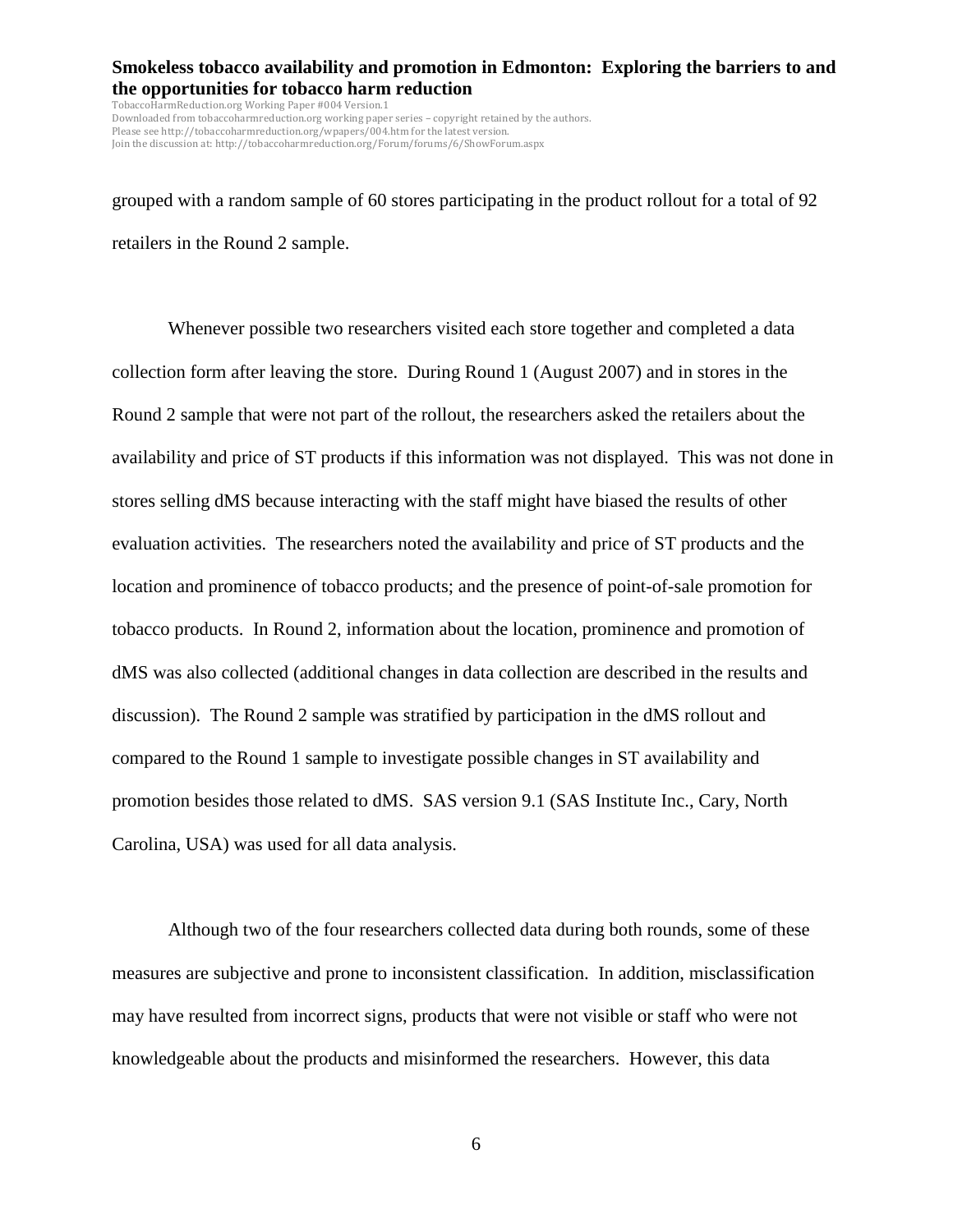grouped with a random sample of 60 stores participating in the product rollout for a total of 92 retailers in the Round 2 sample.

Whenever possible two researchers visited each store together and completed a data collection form after leaving the store. During Round 1 (August 2007) and in stores in the Round 2 sample that were not part of the rollout, the researchers asked the retailers about the availability and price of ST products if this information was not displayed. This was not done in stores selling dMS because interacting with the staff might have biased the results of other evaluation activities. The researchers noted the availability and price of ST products and the location and prominence of tobacco products; and the presence of point-of-sale promotion for tobacco products. In Round 2, information about the location, prominence and promotion of dMS was also collected (additional changes in data collection are described in the results and discussion). The Round 2 sample was stratified by participation in the dMS rollout and compared to the Round 1 sample to investigate possible changes in ST availability and promotion besides those related to dMS. SAS version 9.1 (SAS Institute Inc., Cary, North Carolina, USA) was used for all data analysis.

Although two of the four researchers collected data during both rounds, some of these measures are subjective and prone to inconsistent classification. In addition, misclassification may have resulted from incorrect signs, products that were not visible or staff who were not knowledgeable about the products and misinformed the researchers. However, this data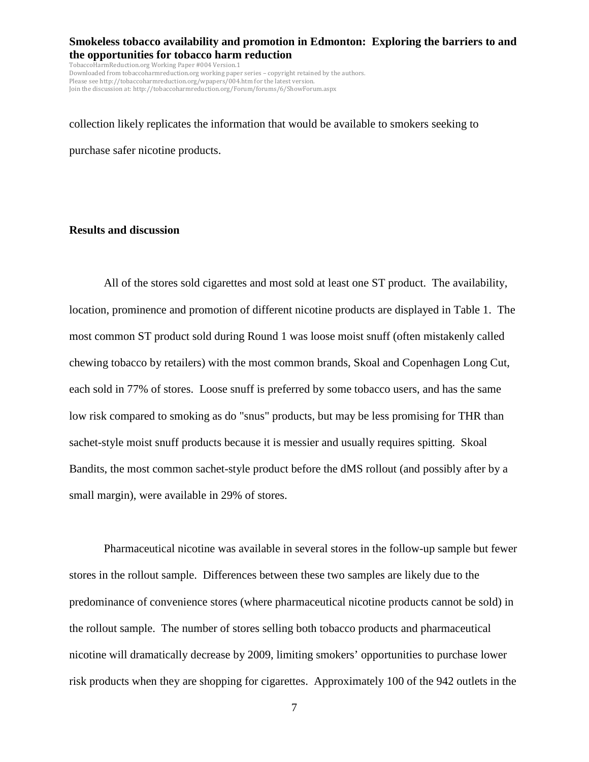collection likely replicates the information that would be available to smokers seeking to purchase safer nicotine products.

## Results and discussion

All of the stores sold cigarettes and most sold at least one ST product. The availability, location, prominence and promotion of different nicotine products are displayed in Table 1. The most common ST product sold during Round 1 was loose moist snuff (often mistakenly called chewing tobacco by retailers) with the most common brands, Skoal and Copenhagen Long Cut, each sold in 77% of stores. Loose snuff is preferred by some tobacco users, and has the same low risk compared to smoking as do "snus" products, but may be less promising for THR than sachet-style moist snuff products because it is messier and usually requires spitting. Skoal Bandits, the most common sachet-style product before the dMS rollout (and possibly after by a small margin), were available in 29% of stores.

Pharmaceutical nicotine was available in several stores in the follow-up sample but fewer stores in the rollout sample. Differences between these two samples are likely due to the predominance of convenience stores (where pharmaceutical nicotine products cannot be sold) in the rollout sample. The number of stores selling both tobacco products and pharmaceutical nicotine will dramatically decrease by 2009, limiting smokers' opportunities to purchase lower risk products when they are shopping for cigarettes. Approximately 100 of the 942 outlets in the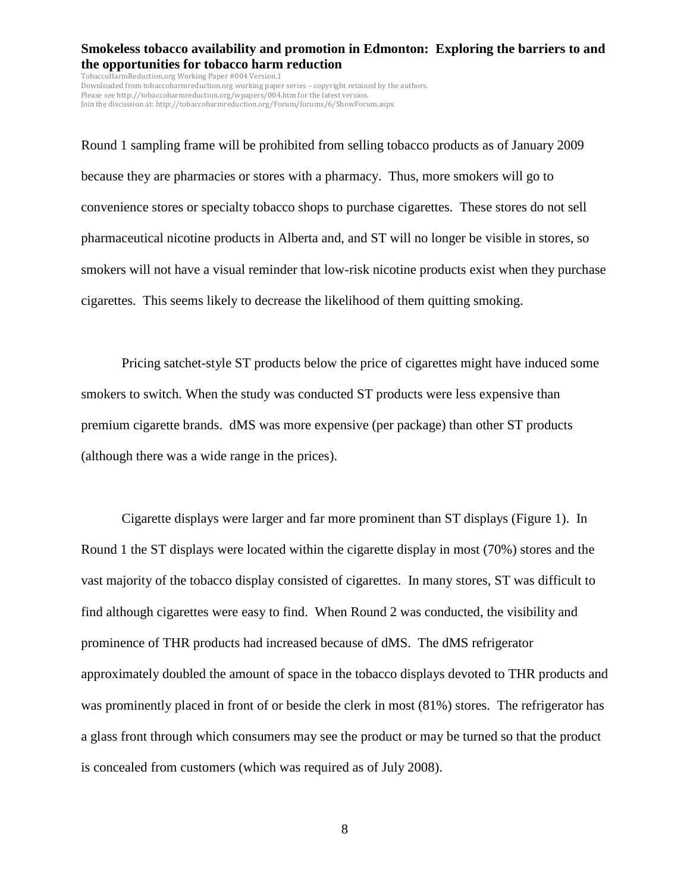Round 1 sampling frame will be prohibited from selling tobacco products as of January 2009 because they are pharmacies or stores with a pharmacy. Thus, more smokers will go to convenience stores or specialty tobacco shops to purchase cigarettes. These stores do not sell pharmaceutical nicotine products in Alberta and, and ST will no longer be visible in stores, so smokers will not have a visual reminder that low-risk nicotine products exist when they purchase cigarettes. This seems likely to decrease the likelihood of them quitting smoking.

Pricing satchet-style ST products below the price of cigarettes might have induced some smokers to switch. When the study was conducted ST products were less expensive than premium cigarette brands. dMS was more expensive (per package) than other ST products (although there was a wide range in the prices).

Cigarette displays were larger and far more prominent than ST displays (Figure 1). In Round 1 the ST displays were located within the cigarette display in most (70%) stores and the vast majority of the tobacco display consisted of cigarettes. In many stores, ST was difficult to find although cigarettes were easy to find. When Round 2 was conducted, the visibility and prominence of THR products had increased because of dMS. The dMS refrigerator approximately doubled the amount of space in the tobacco displays devoted to THR products and was prominently placed in front of or beside the clerk in most (81%) stores. The refrigerator has a glass front through which consumers may see the product or may be turned so that the product is concealed from customers (which was required as of July 2008).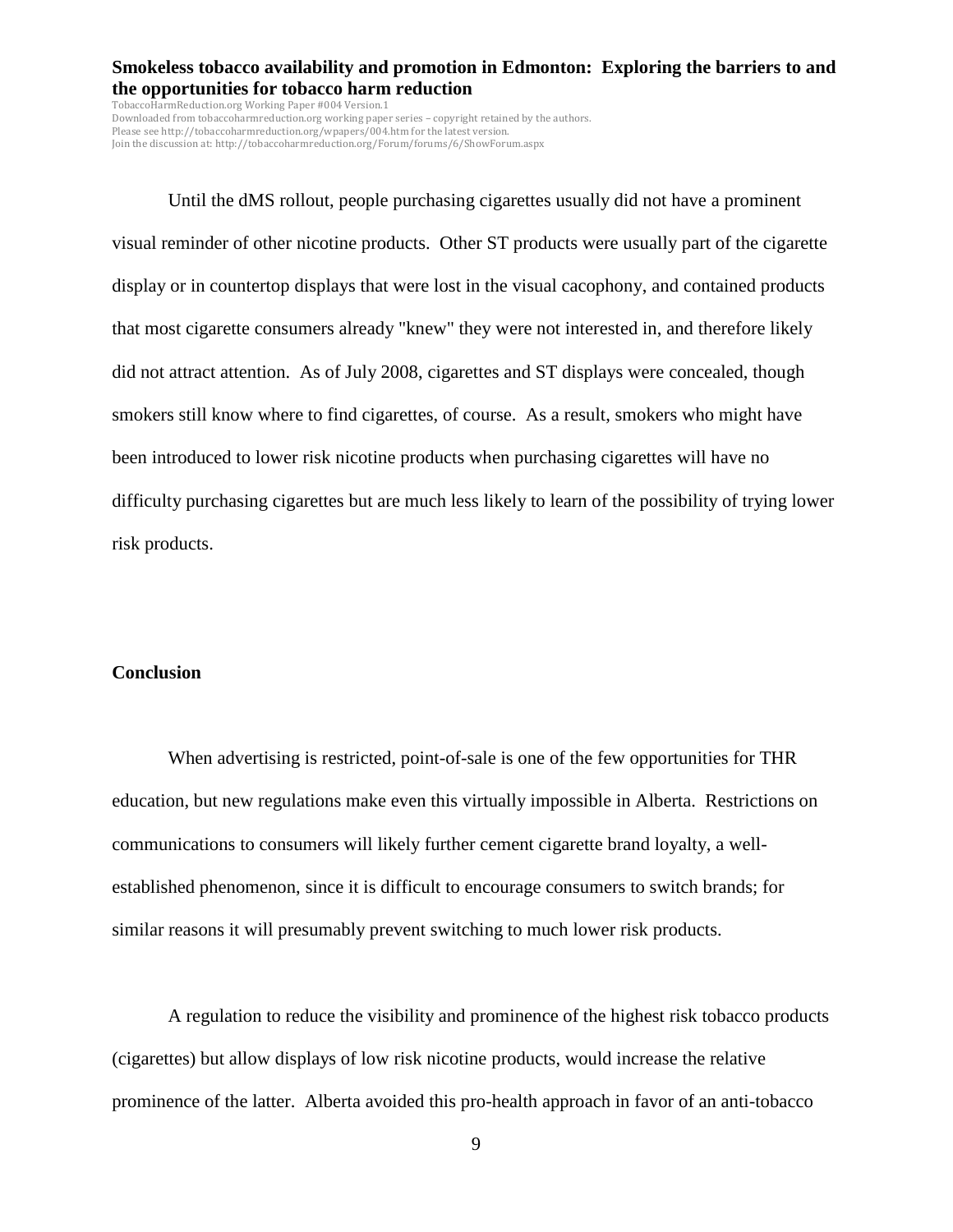Until the dMS rollout, people purchasing cigarettes usually did not have a prominent visual reminder of other nicotine products. Other ST products were usually part of the cigarette display or in countertop displays that were lost in the visual cacophony, and contained products that most cigarette consumers already "knew" they were not interested in, and therefore likely did not attract attention. As of July 2008, cigarettes and ST displays were concealed, though smokers still know where to find cigarettes, of course. As a result, smokers who might have been introduced to lower risk nicotine products when purchasing cigarettes will have no difficulty purchasing cigarettes but are much less likely to learn of the possibility of trying lower risk products.

## Conclusion

When advertising is restricted, point-of-sale is one of the few opportunities for THR education, but new regulations make even this virtually impossible in Alberta. Restrictions on communications to consumers will likely further cement cigarette brand loyalty, a well-established phenomenon, since it is difficult to encourage consumers to switch brands; for similar reasons it will presumably prevent switching to much lower risk products.

A regulation to reduce the visibility and prominence of the highest risk tobacco products (cigarettes) but allow displays of low risk nicotine products, would increase the relative prominence of the latter. Alberta avoided this pro-health approach in favor of an anti-tobacco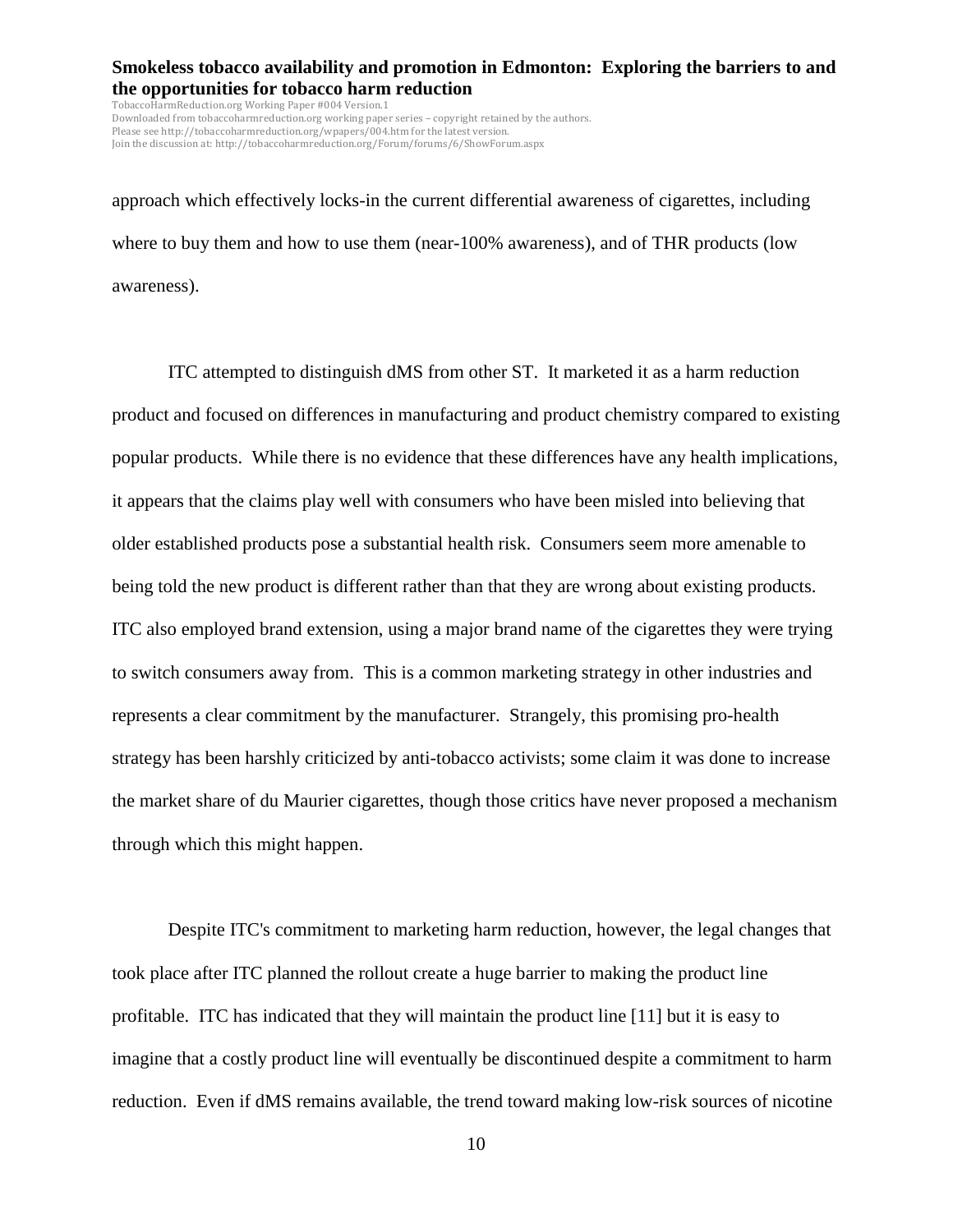approach which effectively locks-in the current differential awareness of cigarettes, including where to buy them and how to use them (near-100% awareness), and of THR products (low awareness).

ITC attempted to distinguish dMS from other ST. It marketed it as a harm reduction product and focused on differences in manufacturing and product chemistry compared to existing popular products. While there is no evidence that these differences have any health implications, it appears that the claims play well with consumers who have been misled into believing that older established products pose a substantial health risk. Consumers seem more amenable to being told the new product is different rather than that they are wrong about existing products. ITC also employed brand extension, using a major brand name of the cigarettes they were trying to switch consumers away from. This is a common marketing strategy in other industries and represents a clear commitment by the manufacturer. Strangely, this promising pro-health strategy has been harshly criticized by anti-tobacco activists; some claim it was done to increase the market share of du Maurier cigarettes, though those critics have never proposed a mechanism through which this might happen.

Despite ITC's commitment to marketing harm reduction, however, the legal changes that took place after ITC planned the rollout create a huge barrier to making the product line profitable. ITC has indicated that they will maintain the product line [11] but it is easy to imagine that a costly product line will eventually be discontinued despite a commitment to harm reduction. Even if dMS remains available, the trend toward making low-risk sources of nicotine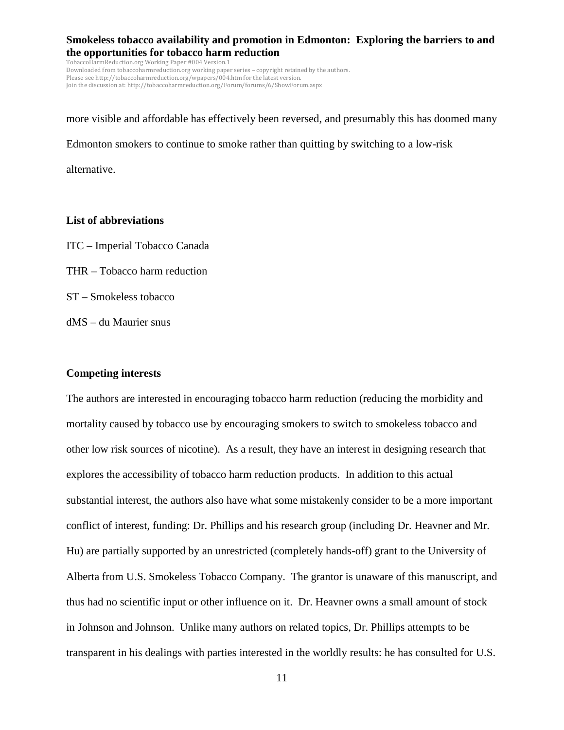more visible and affordable has effectively been reversed, and presumably this has doomed many Edmonton smokers to continue to smoke rather than quitting by switching to a low-risk alternative.

## List of abbreviations

ITC – Imperial Tobacco Canada

THR – Tobacco harm reduction

ST – Smokeless tobacco

dMS – du Maurier snus

## Competing interests

The authors are interested in encouraging tobacco harm reduction (reducing the morbidity and mortality caused by tobacco use by encouraging smokers to switch to smokeless tobacco and other low risk sources of nicotine). As a result, they have an interest in designing research that explores the accessibility of tobacco harm reduction products. In addition to this actual substantial interest, the authors also have what some mistakenly consider to be a more important conflict of interest, funding: Dr. Phillips and his research group (including Dr. Heavner and Mr. Hu) are partially supported by an unrestricted (completely hands-off) grant to the University of Alberta from U.S. Smokeless Tobacco Company. The grantor is unaware of this manuscript, and thus had no scientific input or other influence on it. Dr. Heavner owns a small amount of stock in Johnson and Johnson. Unlike many authors on related topics, Dr. Phillips attempts to be transparent in his dealings with parties interested in the worldly results: he has consulted for U.S.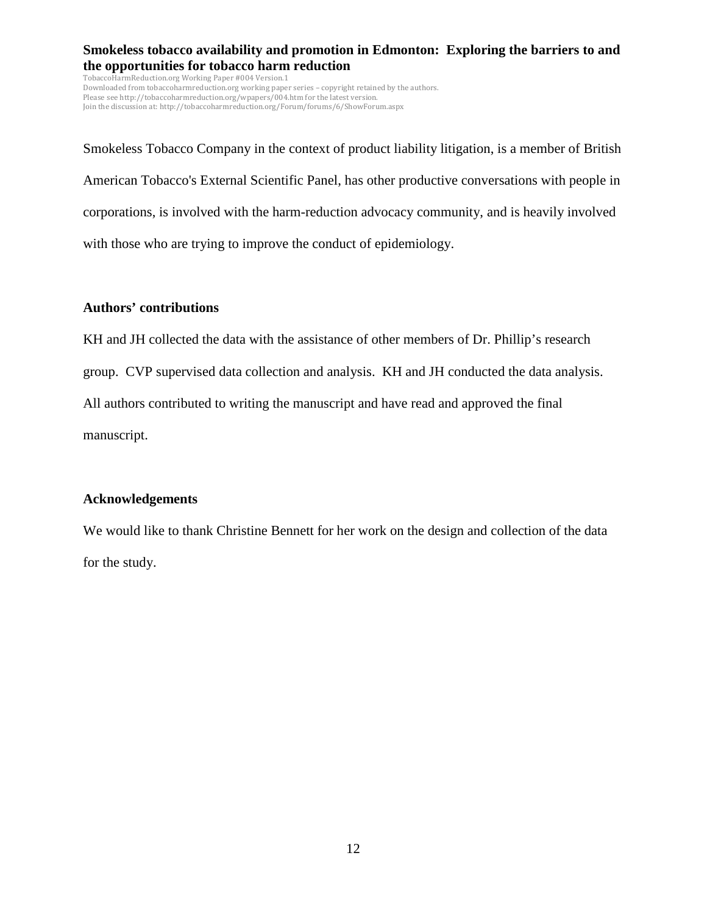Smokeless Tobacco Company in the context of product liability litigation, is a member of British American Tobacco's External Scientific Panel, has other productive conversations with people in corporations, is involved with the harm-reduction advocacy community, and is heavily involved with those who are trying to improve the conduct of epidemiology.

### Authors' contributions

KH and JH collected the data with the assistance of other members of Dr. Phillip's research group. CVP supervised data collection and analysis. KH and JH conducted the data analysis. All authors contributed to writing the manuscript and have read and approved the final manuscript.

### Acknowledgements

We would like to thank Christine Bennett for her work on the design and collection of the data for the study.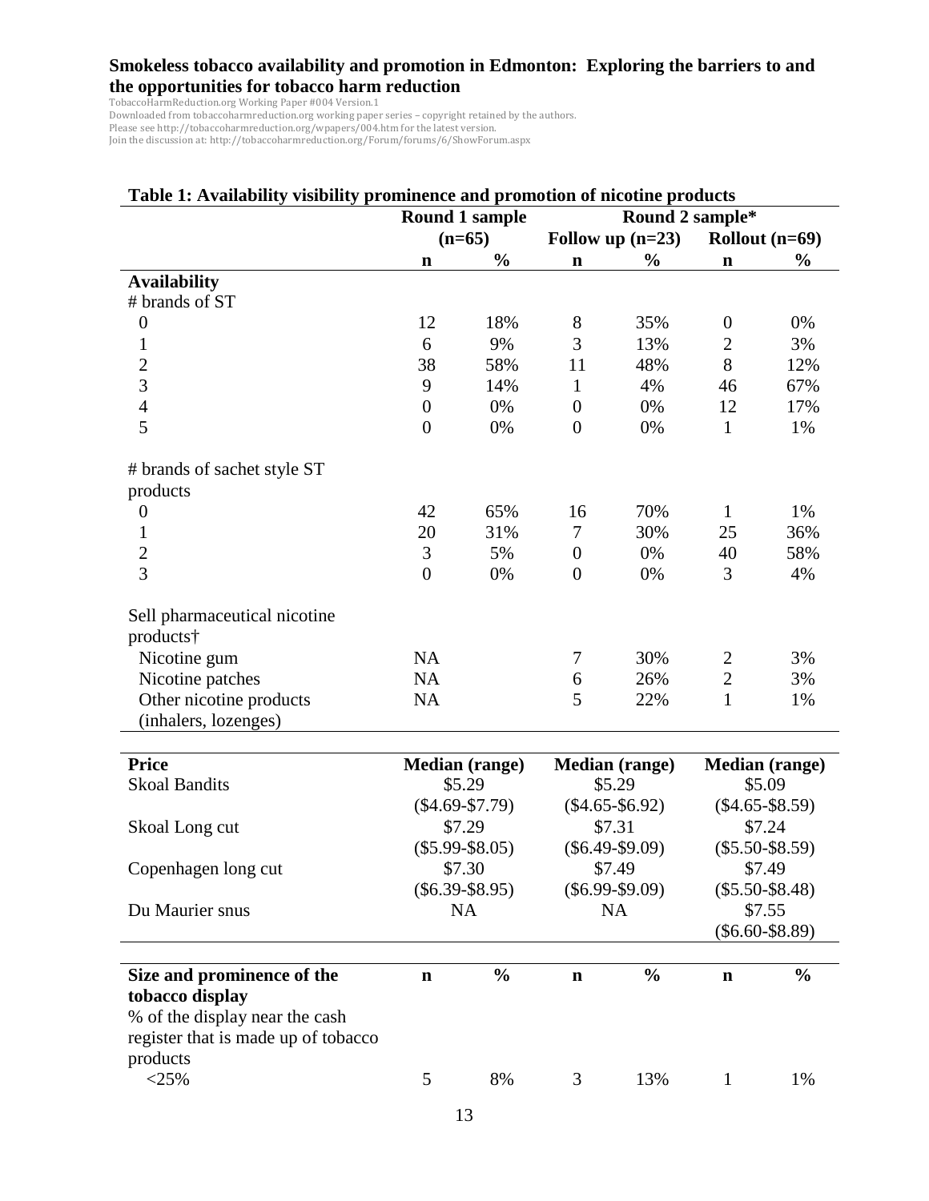**Smokeless tobacco availability and promotion in Edmonton: Exploring the barriers to and the opportunities for tobacco harm reduction**

TobaccoHarmReduction.org Working Paper #004 Version.1
Downloaded from tobaccoharmreduction.org working paper series – copyright retained by the authors.
Please see http://tobaccoharmreduction.org/wpapers/004.htm for the latest version.
Join the discussion at: http://tobaccoharmreduction.org/Forum/forums/6/ShowForum.aspx

**Table 1: Availability visibility prominence and promotion of nicotine products**

| | Round 1 sample (n=65) | | Round 2 sample* | | | |
|---|---|---|---|---|---|---|
| | | | Follow up (n=23) | | Rollout (n=69) | |
| | n | % | n | % | n | % |
| **Availability** | | | | | | |
| # brands of ST | | | | | | |
| 0 | 12 | 18% | 8 | 35% | 0 | 0% |
| 1 | 6 | 9% | 3 | 13% | 2 | 3% |
| 2 | 38 | 58% | 11 | 48% | 8 | 12% |
| 3 | 9 | 14% | 1 | 4% | 46 | 67% |
| 4 | 0 | 0% | 0 | 0% | 12 | 17% |
| 5 | 0 | 0% | 0 | 0% | 1 | 1% |
| # brands of sachet style ST products | | | | | | |
| 0 | 42 | 65% | 16 | 70% | 1 | 1% |
| 1 | 20 | 31% | 7 | 30% | 25 | 36% |
| 2 | 3 | 5% | 0 | 0% | 40 | 58% |
| 3 | 0 | 0% | 0 | 0% | 3 | 4% |
| Sell pharmaceutical nicotine products† | | | | | | |
| Nicotine gum | NA | | 7 | 30% | 2 | 3% |
| Nicotine patches | NA | | 6 | 26% | 2 | 3% |
| Other nicotine products (inhalers, lozenges) | NA | | 5 | 22% | 1 | 1% |
| **Price** | **Median (range)** | | **Median (range)** | | **Median (range)** | |
| Skoal Bandits | $5.29 ($4.69-$7.79) | | $5.29 ($4.65-$6.92) | | $5.09 ($4.65-$8.59) | |
| Skoal Long cut | $7.29 ($5.99-$8.05) | | $7.31 ($6.49-$9.09) | | $7.24 ($5.50-$8.59) | |
| Copenhagen long cut | $7.30 ($6.39-$8.95) | | $7.49 ($6.99-$9.09) | | $7.49 ($5.50-$8.48) | |
| Du Maurier snus | NA | | NA | | $7.55 ($6.60-$8.89) | |
| **Size and prominence of the tobacco display** | **n** | **%** | **n** | **%** | **n** | **%** |
| % of the display near the cash register that is made up of tobacco products | | | | | | |
| <25% | 5 | 8% | 3 | 13% | 1 | 1% |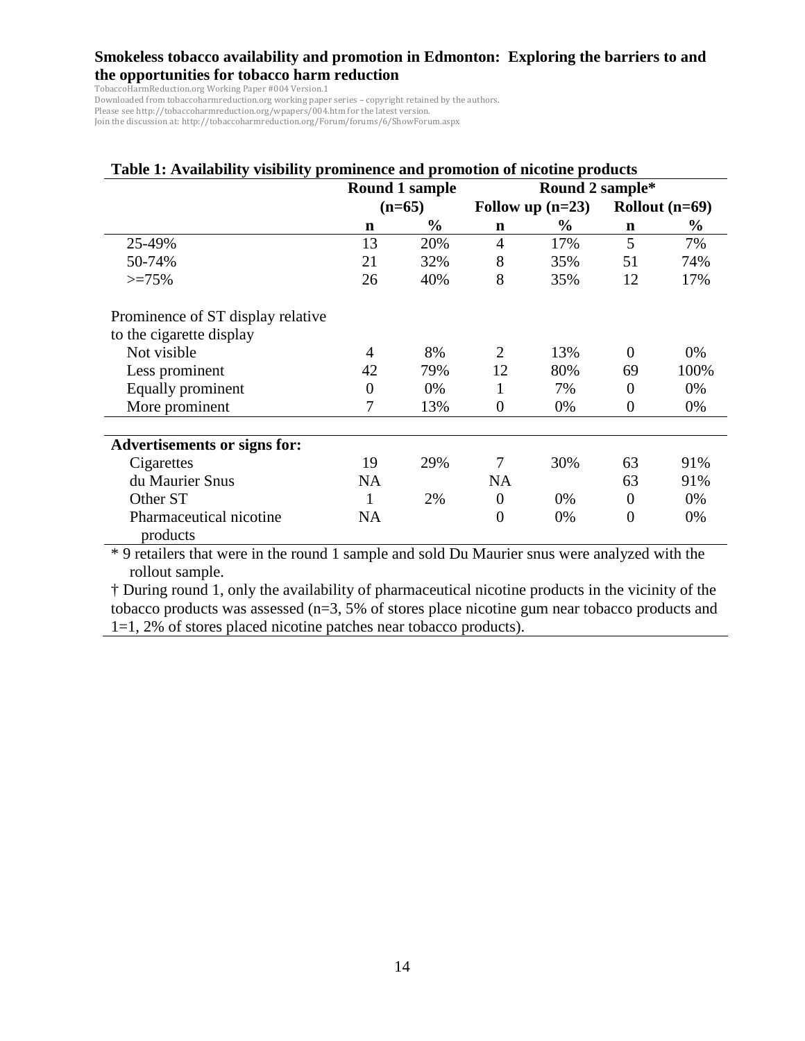**Table 1: Availability visibility prominence and promotion of nicotine products**

| | Round 1 sample (n=65) | | Round 2 sample* | | | |
|---|---|---|---|---|---|---|
| | | | Follow up (n=23) | | Rollout (n=69) | |
| | **n** | **%** | **n** | **%** | **n** | **%** |
| 25-49% | 13 | 20% | 4 | 17% | 5 | 7% |
| 50-74% | 21 | 32% | 8 | 35% | 51 | 74% |
| >=75% | 26 | 40% | 8 | 35% | 12 | 17% |
| Prominence of ST display relative to the cigarette display | | | | | | |
| Not visible | 4 | 8% | 2 | 13% | 0 | 0% |
| Less prominent | 42 | 79% | 12 | 80% | 69 | 100% |
| Equally prominent | 0 | 0% | 1 | 7% | 0 | 0% |
| More prominent | 7 | 13% | 0 | 0% | 0 | 0% |
| **Advertisements or signs for:** | | | | | | |
| Cigarettes | 19 | 29% | 7 | 30% | 63 | 91% |
| du Maurier Snus | NA | | NA | | 63 | 91% |
| Other ST | 1 | 2% | 0 | 0% | 0 | 0% |
| Pharmaceutical nicotine products | NA | | 0 | 0% | 0 | 0% |

\* 9 retailers that were in the round 1 sample and sold Du Maurier snus were analyzed with the rollout sample.

† During round 1, only the availability of pharmaceutical nicotine products in the vicinity of the tobacco products was assessed (n=3, 5% of stores place nicotine gum near tobacco products and 1=1, 2% of stores placed nicotine patches near tobacco products).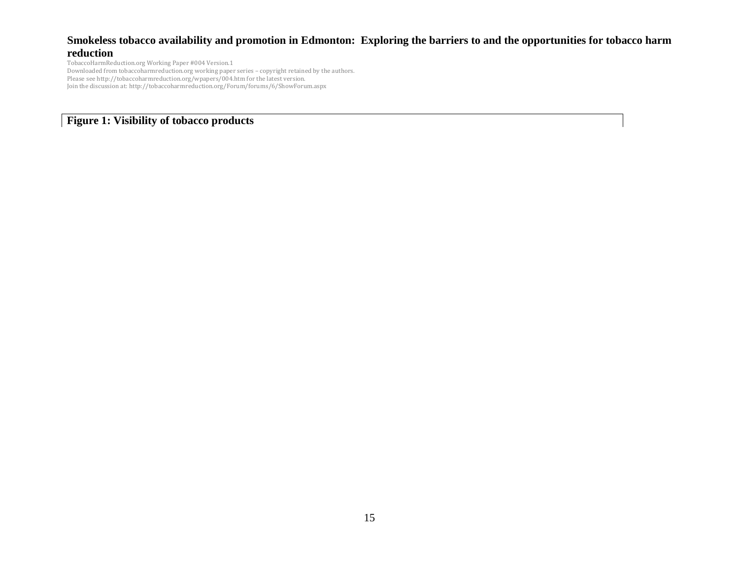**Figure 1: Visibility of tobacco products**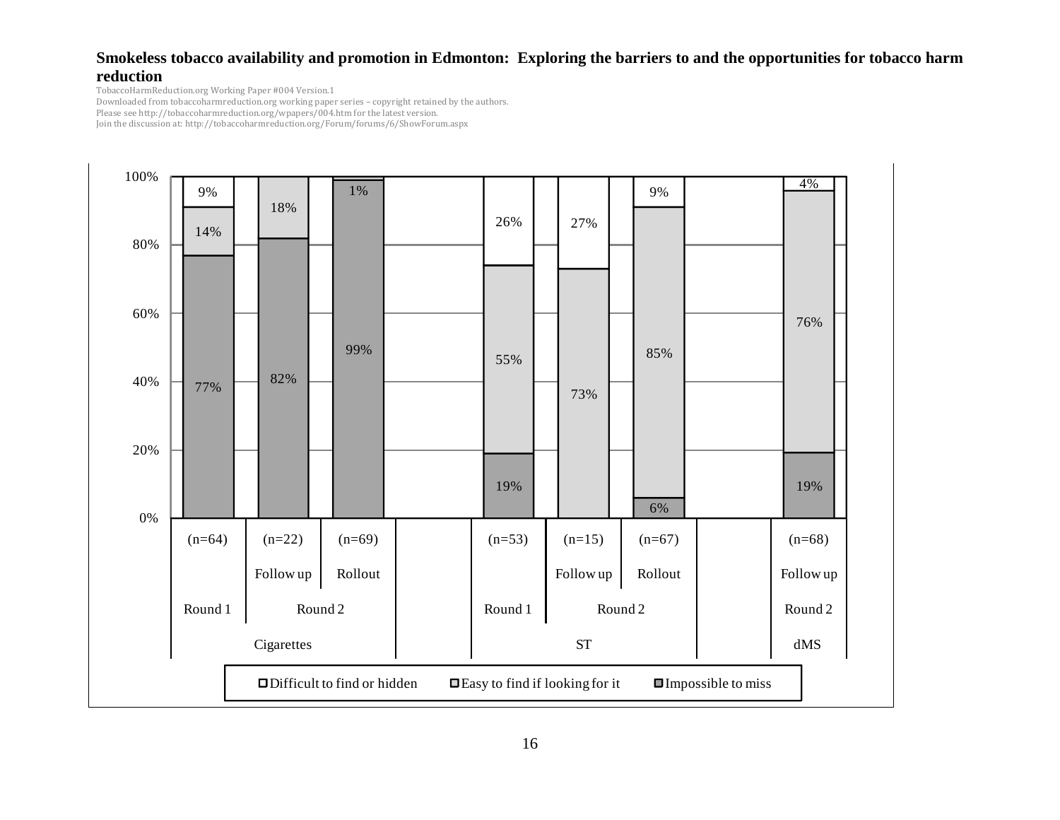| | Cigarettes | | | ST | | | dMS |
|---|---|---|---|---|---|---|---|
| | Round 1 | Round 2 | | Round 1 | Round 2 | | Round 2 |
| | | Follow up | Rollout | | Follow up | Rollout | Follow up |
| | (n=64) | (n=22) | (n=69) | (n=53) | (n=15) | (n=67) | (n=68) |
| Difficult to find or hidden | 9% | | 1% | 26% | 27% | 9% | 4% |
| Easy to find if looking for it | 14% | 18% | | 55% | 73% | 85% | 76% |
| Impossible to miss | 77% | 82% | 99% | 19% | | 6% | 19% |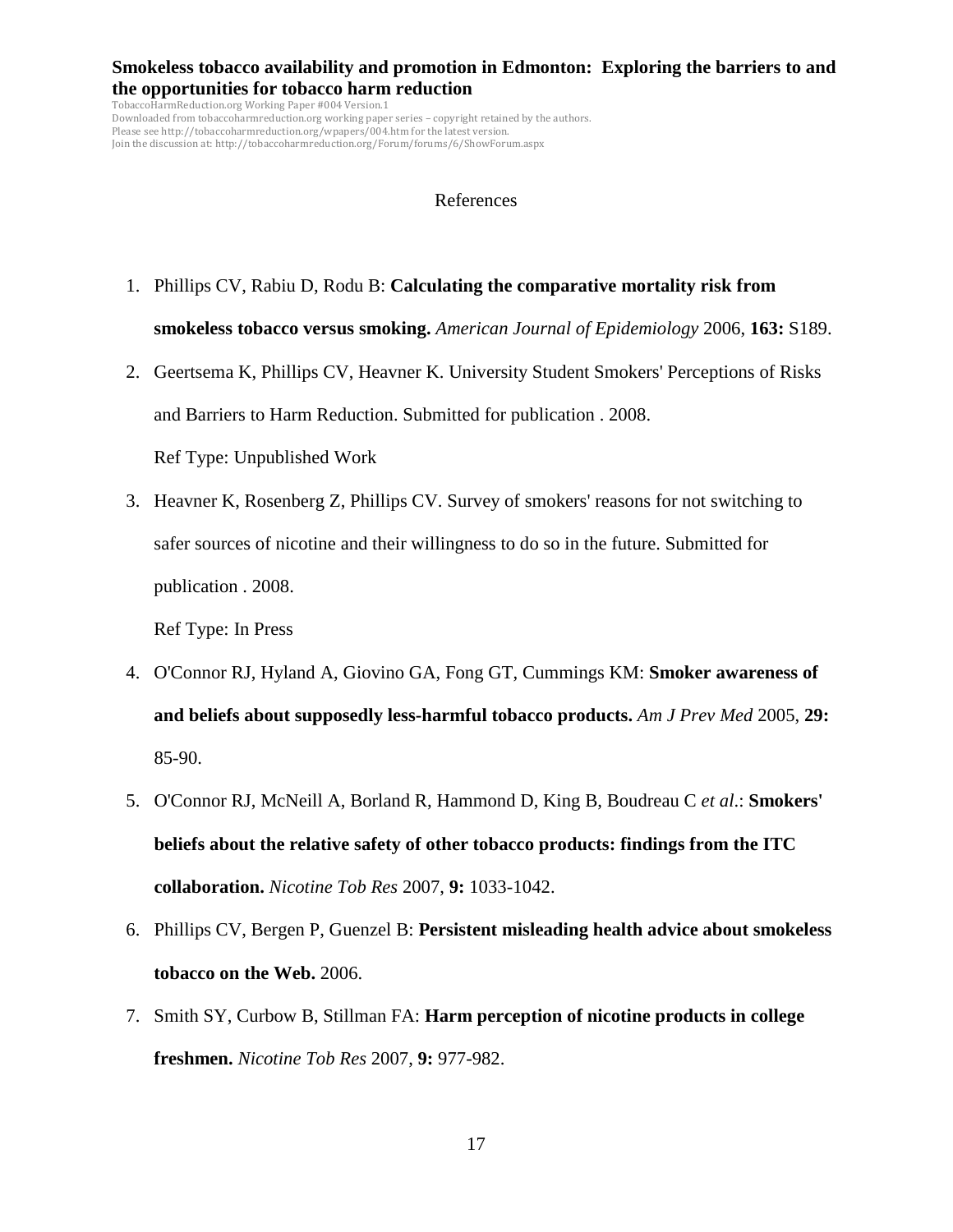## References

1. Phillips CV, Rabiu D, Rodu B: **Calculating the comparative mortality risk from smokeless tobacco versus smoking.** *American Journal of Epidemiology* 2006, **163:** S189.
2. Geertsema K, Phillips CV, Heavner K. University Student Smokers' Perceptions of Risks and Barriers to Harm Reduction. Submitted for publication . 2008.

   Ref Type: Unpublished Work
3. Heavner K, Rosenberg Z, Phillips CV. Survey of smokers' reasons for not switching to safer sources of nicotine and their willingness to do so in the future. Submitted for publication . 2008.

   Ref Type: In Press
4. O'Connor RJ, Hyland A, Giovino GA, Fong GT, Cummings KM: **Smoker awareness of and beliefs about supposedly less-harmful tobacco products.** *Am J Prev Med* 2005, **29:** 85-90.
5. O'Connor RJ, McNeill A, Borland R, Hammond D, King B, Boudreau C *et al*.: **Smokers' beliefs about the relative safety of other tobacco products: findings from the ITC collaboration.** *Nicotine Tob Res* 2007, **9:** 1033-1042.
6. Phillips CV, Bergen P, Guenzel B: **Persistent misleading health advice about smokeless tobacco on the Web.** 2006.
7. Smith SY, Curbow B, Stillman FA: **Harm perception of nicotine products in college freshmen.** *Nicotine Tob Res* 2007, **9:** 977-982.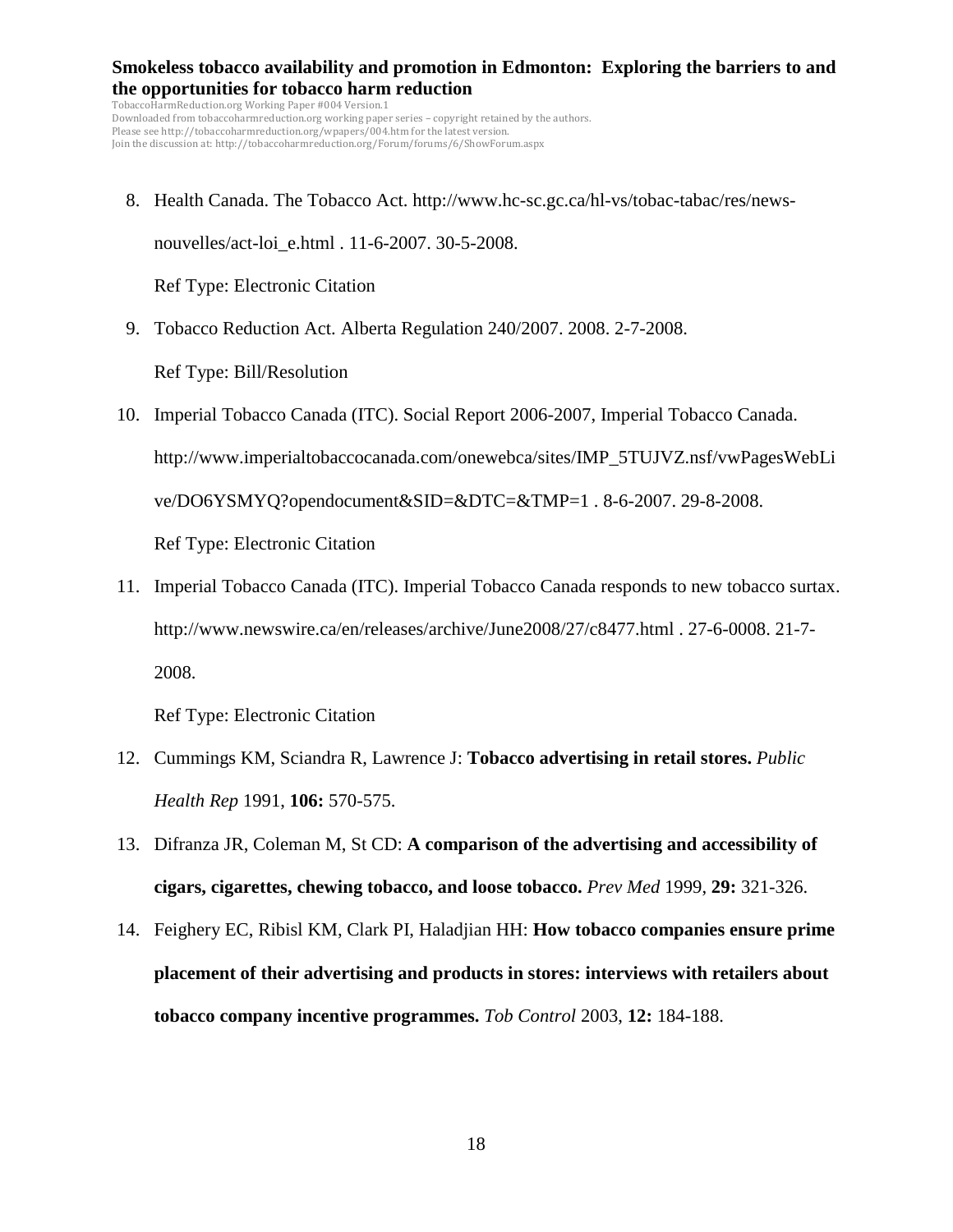8. Health Canada. The Tobacco Act. http://www.hc-sc.gc.ca/hl-vs/tobac-tabac/res/news-nouvelles/act-loi_e.html . 11-6-2007. 30-5-2008.

   Ref Type: Electronic Citation

9. Tobacco Reduction Act. Alberta Regulation 240/2007. 2008. 2-7-2008.

   Ref Type: Bill/Resolution

10. Imperial Tobacco Canada (ITC). Social Report 2006-2007, Imperial Tobacco Canada. http://www.imperialtobaccocanada.com/onewebca/sites/IMP_5TUJVZ.nsf/vwPagesWebLive/DO6YSMYQ?opendocument&SID=&DTC=&TMP=1 . 8-6-2007. 29-8-2008.

    Ref Type: Electronic Citation

11. Imperial Tobacco Canada (ITC). Imperial Tobacco Canada responds to new tobacco surtax. http://www.newswire.ca/en/releases/archive/June2008/27/c8477.html . 27-6-0008. 21-7-2008.

    Ref Type: Electronic Citation

12. Cummings KM, Sciandra R, Lawrence J: **Tobacco advertising in retail stores.** *Public Health Rep* 1991, **106:** 570-575.

13. Difranza JR, Coleman M, St CD: **A comparison of the advertising and accessibility of cigars, cigarettes, chewing tobacco, and loose tobacco.** *Prev Med* 1999, **29:** 321-326.

14. Feighery EC, Ribisl KM, Clark PI, Haladjian HH: **How tobacco companies ensure prime placement of their advertising and products in stores: interviews with retailers about tobacco company incentive programmes.** *Tob Control* 2003, **12:** 184-188.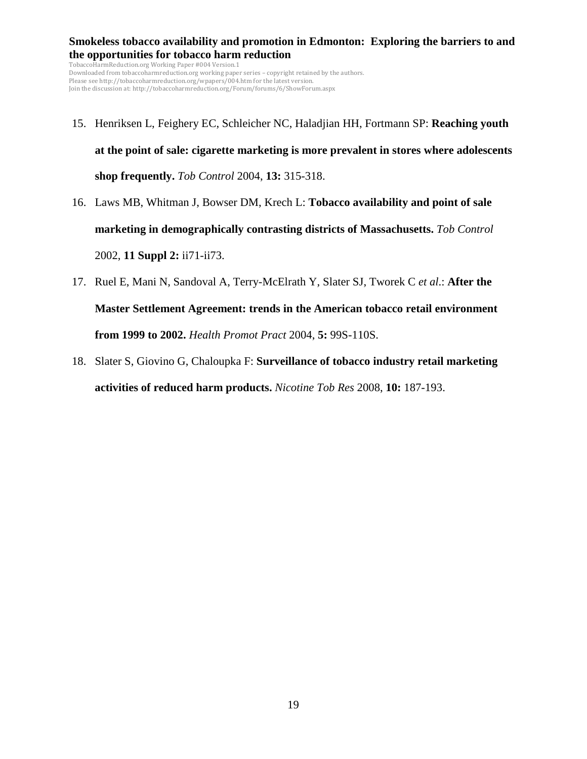15. Henriksen L, Feighery EC, Schleicher NC, Haladjian HH, Fortmann SP: **Reaching youth at the point of sale: cigarette marketing is more prevalent in stores where adolescents shop frequently.** *Tob Control* 2004, **13:** 315-318.
16. Laws MB, Whitman J, Bowser DM, Krech L: **Tobacco availability and point of sale marketing in demographically contrasting districts of Massachusetts.** *Tob Control* 2002, **11 Suppl 2:** ii71-ii73.
17. Ruel E, Mani N, Sandoval A, Terry-McElrath Y, Slater SJ, Tworek C *et al*.: **After the Master Settlement Agreement: trends in the American tobacco retail environment from 1999 to 2002.** *Health Promot Pract* 2004, **5:** 99S-110S.
18. Slater S, Giovino G, Chaloupka F: **Surveillance of tobacco industry retail marketing activities of reduced harm products.** *Nicotine Tob Res* 2008, **10:** 187-193.